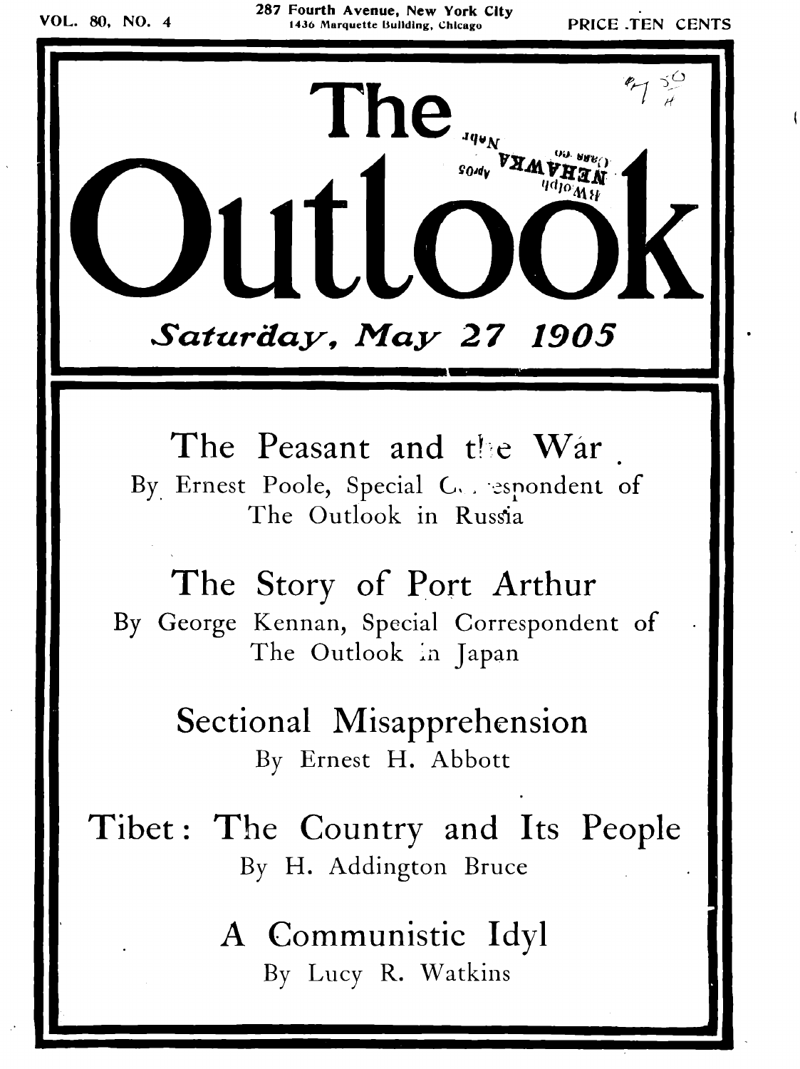VOL. 80, NO. 4

287 Fourth Avenue, New York City
1436 Marquette Building, Chicago

PRICE TEN CENTS

# The Outlook

*Saturday, May 27 1905*

## The Peasant and the War

By Ernest Poole, Special Correspondent of The Outlook in Russia

## The Story of Port Arthur

By George Kennan, Special Correspondent of The Outlook in Japan

## Sectional Misapprehension

By Ernest H. Abbott

## Tibet: The Country and Its People

By H. Addington Bruce

## A Communistic Idyl

By Lucy R. Watkins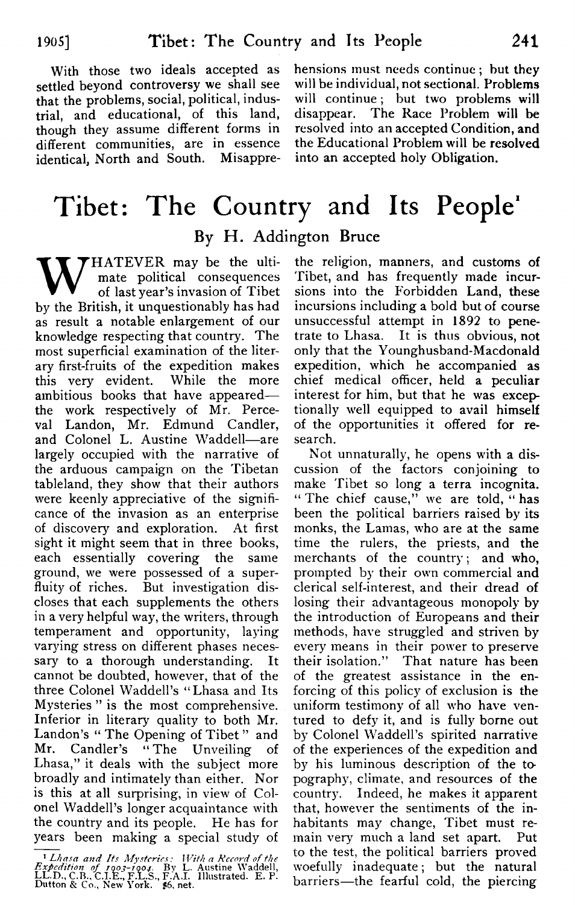With those two ideals accepted as settled beyond controversy we shall see that the problems, social, political, industrial, and educational, of this land, though they assume different forms in different communities, are in essence identical, North and South. Misapprehensions must needs continue; but they will be individual, not sectional. Problems will continue; but two problems will disappear. The Race Problem will be resolved into an accepted Condition, and the Educational Problem will be resolved into an accepted holy Obligation.

# Tibet: The Country and Its People[1]

## By H. Addington Bruce

WHATEVER may be the ultimate political consequences of last year's invasion of Tibet by the British, it unquestionably has had as result a notable enlargement of our knowledge respecting that country. The most superficial examination of the literary first-fruits of the expedition makes this very evident. While the more ambitious books that have appeared—the work respectively of Mr. Perceval Landon, Mr. Edmund Candler, and Colonel L. Austine Waddell—are largely occupied with the narrative of the arduous campaign on the Tibetan tableland, they show that their authors were keenly appreciative of the significance of the invasion as an enterprise of discovery and exploration. At first sight it might seem that in three books, each essentially covering the same ground, we were possessed of a superfluity of riches. But investigation discloses that each supplements the others in a very helpful way, the writers, through temperament and opportunity, laying varying stress on different phases necessary to a thorough understanding. It cannot be doubted, however, that of the three Colonel Waddell's "Lhasa and Its Mysteries" is the most comprehensive. Inferior in literary quality to both Mr. Landon's "The Opening of Tibet" and Mr. Candler's "The Unveiling of Lhasa," it deals with the subject more broadly and intimately than either. Nor is this at all surprising, in view of Colonel Waddell's longer acquaintance with the country and its people. He has for years been making a special study of the religion, manners, and customs of Tibet, and has frequently made incursions into the Forbidden Land, these incursions including a bold but of course unsuccessful attempt in 1892 to penetrate to Lhasa. It is thus obvious, not only that the Younghusband-Macdonald expedition, which he accompanied as chief medical officer, held a peculiar interest for him, but that he was exceptionally well equipped to avail himself of the opportunities it offered for research.

Not unnaturally, he opens with a discussion of the factors conjoining to make Tibet so long a terra incognita. "The chief cause," we are told, "has been the political barriers raised by its monks, the Lamas, who are at the same time the rulers, the priests, and the merchants of the country; and who, prompted by their own commercial and clerical self-interest, and their dread of losing their advantageous monopoly by the introduction of Europeans and their methods, have struggled and striven by every means in their power to preserve their isolation." That nature has been of the greatest assistance in the enforcing of this policy of exclusion is the uniform testimony of all who have ventured to defy it, and is fully borne out by Colonel Waddell's spirited narrative of the experiences of the expedition and by his luminous description of the topography, climate, and resources of the country. Indeed, he makes it apparent that, however the sentiments of the inhabitants may change, Tibet must remain very much a land set apart. Put to the test, the political barriers proved woefully inadequate; but the natural barriers—the fearful cold, the piercing

[1] *Lhasa and Its Mysteries: With a Record of the Expedition of 1903-1904.* By L. Austine Waddell, LL.D., C.B., C.I.E., F.L.S., F.A.I. Illustrated. E. P. Dutton & Co., New York. $6, net.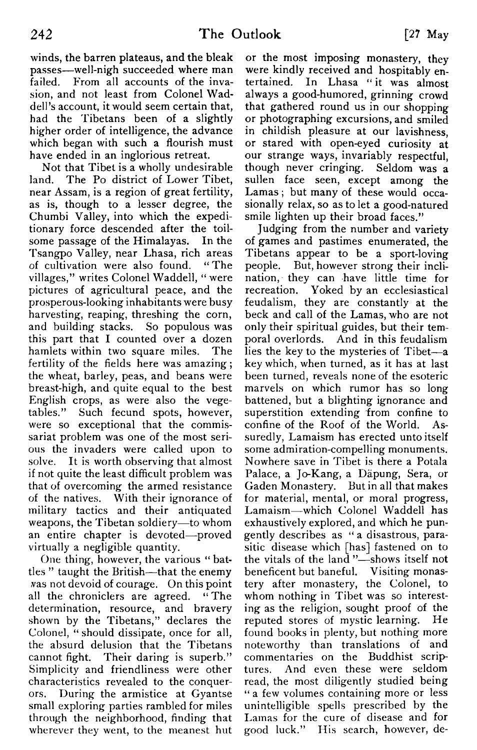winds, the barren plateaus, and the bleak passes—well-nigh succeeded where man failed. From all accounts of the invasion, and not least from Colonel Waddell's account, it would seem certain that, had the Tibetans been of a slightly higher order of intelligence, the advance which began with such a flourish must have ended in an inglorious retreat.

Not that Tibet is a wholly undesirable land. The Po district of Lower Tibet, near Assam, is a region of great fertility, as is, though to a lesser degree, the Chumbi Valley, into which the expeditionary force descended after the toilsome passage of the Himalayas. In the Tsangpo Valley, near Lhasa, rich areas of cultivation were also found. "The villages," writes Colonel Waddell, "were pictures of agricultural peace, and the prosperous-looking inhabitants were busy harvesting, reaping, threshing the corn, and building stacks. So populous was this part that I counted over a dozen hamlets within two square miles. The fertility of the fields here was amazing; the wheat, barley, peas, and beans were breast-high, and quite equal to the best English crops, as were also the vegetables." Such fecund spots, however, were so exceptional that the commissariat problem was one of the most serious the invaders were called upon to solve. It is worth observing that almost if not quite the least difficult problem was that of overcoming the armed resistance of the natives. With their ignorance of military tactics and their antiquated weapons, the Tibetan soldiery—to whom an entire chapter is devoted—proved virtually a negligible quantity.

One thing, however, the various "battles" taught the British—that the enemy was not devoid of courage. On this point all the chroniclers are agreed. "The determination, resource, and bravery shown by the Tibetans," declares the Colonel, "should dissipate, once for all, the absurd delusion that the Tibetans cannot fight. Their daring is superb." Simplicity and friendliness were other characteristics revealed to the conquerors. During the armistice at Gyantse small exploring parties rambled for miles through the neighborhood, finding that wherever they went, to the meanest hut or the most imposing monastery, they were kindly received and hospitably entertained. In Lhasa "it was almost always a good-humored, grinning crowd that gathered round us in our shopping or photographing excursions, and smiled in childish pleasure at our lavishness, or stared with open-eyed curiosity at our strange ways, invariably respectful, though never cringing. Seldom was a sullen face seen, except among the Lamas; but many of these would occasionally relax, so as to let a good-natured smile lighten up their broad faces."

Judging from the number and variety of games and pastimes enumerated, the Tibetans appear to be a sport-loving people. But, however strong their inclination, they can have little time for recreation. Yoked by an ecclesiastical feudalism, they are constantly at the beck and call of the Lamas, who are not only their spiritual guides, but their temporal overlords. And in this feudalism lies the key to the mysteries of Tibet—a key which, when turned, as it has at last been turned, reveals none of the esoteric marvels on which rumor has so long battened, but a blighting ignorance and superstition extending from confine to confine of the Roof of the World. Assuredly, Lamaism has erected unto itself some admiration-compelling monuments. Nowhere save in Tibet is there a Potala Palace, a Jo-Kang, a Däpung, Sera, or Gaden Monastery. But in all that makes for material, mental, or moral progress, Lamaism—which Colonel Waddell has exhaustively explored, and which he pungently describes as "a disastrous, parasitic disease which [has] fastened on to the vitals of the land"—shows itself not beneficent but baneful. Visiting monastery after monastery, the Colonel, to whom nothing in Tibet was so interesting as the religion, sought proof of the reputed stores of mystic learning. He found books in plenty, but nothing more noteworthy than translations of and commentaries on the Buddhist scriptures. And even these were seldom read, the most diligently studied being "a few volumes containing more or less unintelligible spells prescribed by the Lamas for the cure of disease and for good luck." His search, however, de-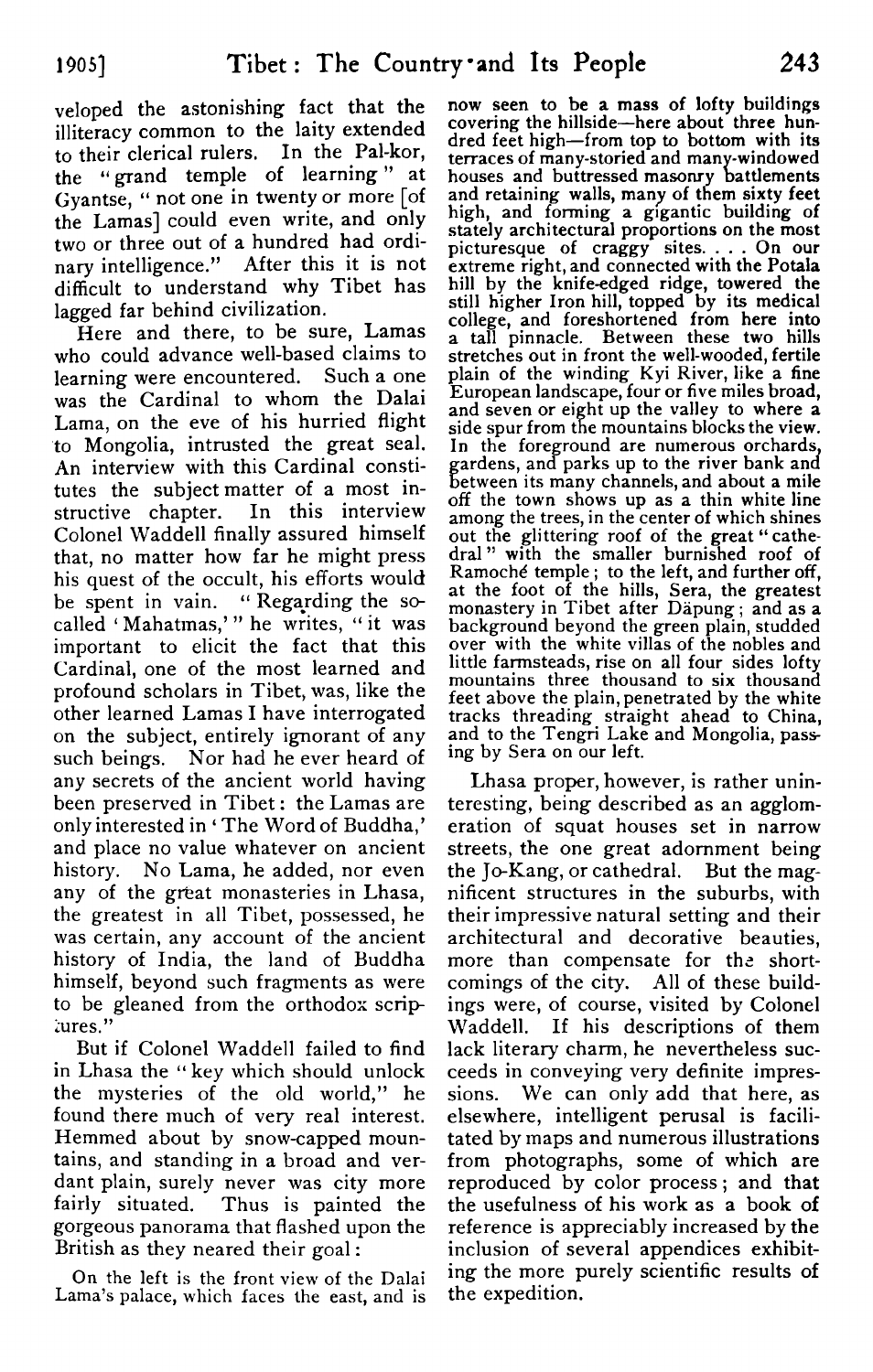veloped the astonishing fact that the illiteracy common to the laity extended to their clerical rulers. In the Pal-kor, the "grand temple of learning" at Gyantse, "not one in twenty or more [of the Lamas] could even write, and only two or three out of a hundred had ordinary intelligence." After this it is not difficult to understand why Tibet has lagged far behind civilization.

Here and there, to be sure, Lamas who could advance well-based claims to learning were encountered. Such a one was the Cardinal to whom the Dalai Lama, on the eve of his hurried flight to Mongolia, intrusted the great seal. An interview with this Cardinal constitutes the subject matter of a most instructive chapter. In this interview Colonel Waddell finally assured himself that, no matter how far he might press his quest of the occult, his efforts would be spent in vain. "Regarding the so-called 'Mahatmas,'" he writes, "it was important to elicit the fact that this Cardinal, one of the most learned and profound scholars in Tibet, was, like the other learned Lamas I have interrogated on the subject, entirely ignorant of any such beings. Nor had he ever heard of any secrets of the ancient world having been preserved in Tibet: the Lamas are only interested in 'The Word of Buddha,' and place no value whatever on ancient history. No Lama, he added, nor even any of the great monasteries in Lhasa, the greatest in all Tibet, possessed, he was certain, any account of the ancient history of India, the land of Buddha himself, beyond such fragments as were to be gleaned from the orthodox scriptures."

But if Colonel Waddell failed to find in Lhasa the "key which should unlock the mysteries of the old world," he found there much of very real interest. Hemmed about by snow-capped mountains, and standing in a broad and verdant plain, surely never was city more fairly situated. Thus is painted the gorgeous panorama that flashed upon the British as they neared their goal:

> On the left is the front view of the Dalai Lama's palace, which faces the east, and is now seen to be a mass of lofty buildings covering the hillside—here about three hundred feet high—from top to bottom with its terraces of many-storied and many-windowed houses and buttressed masonry battlements and retaining walls, many of them sixty feet high, and forming a gigantic building of stately architectural proportions on the most picturesque of craggy sites. . . . On our extreme right, and connected with the Potala hill by the knife-edged ridge, towered the still higher Iron hill, topped by its medical college, and foreshortened from here into a tall pinnacle. Between these two hills stretches out in front the well-wooded, fertile plain of the winding Kyi River, like a fine European landscape, four or five miles broad, and seven or eight up the valley to where a side spur from the mountains blocks the view. In the foreground are numerous orchards, gardens, and parks up to the river bank and between its many channels, and about a mile off the town shows up as a thin white line among the trees, in the center of which shines out the glittering roof of the great "cathedral" with the smaller burnished roof of Ramoché temple; to the left, and further off, at the foot of the hills, Sera, the greatest monastery in Tibet after Däpung; and as a background beyond the green plain, studded over with the white villas of the nobles and little farmsteads, rise on all four sides lofty mountains three thousand to six thousand feet above the plain, penetrated by the white tracks threading straight ahead to China, and to the Tengri Lake and Mongolia, passing by Sera on our left.

Lhasa proper, however, is rather uninteresting, being described as an agglomeration of squat houses set in narrow streets, the one great adornment being the Jo-Kang, or cathedral. But the magnificent structures in the suburbs, with their impressive natural setting and their architectural and decorative beauties, more than compensate for the shortcomings of the city. All of these buildings were, of course, visited by Colonel Waddell. If his descriptions of them lack literary charm, he nevertheless succeeds in conveying very definite impressions. We can only add that here, as elsewhere, intelligent perusal is facilitated by maps and numerous illustrations from photographs, some of which are reproduced by color process; and that the usefulness of his work as a book of reference is appreciably increased by the inclusion of several appendices exhibiting the more purely scientific results of the expedition.